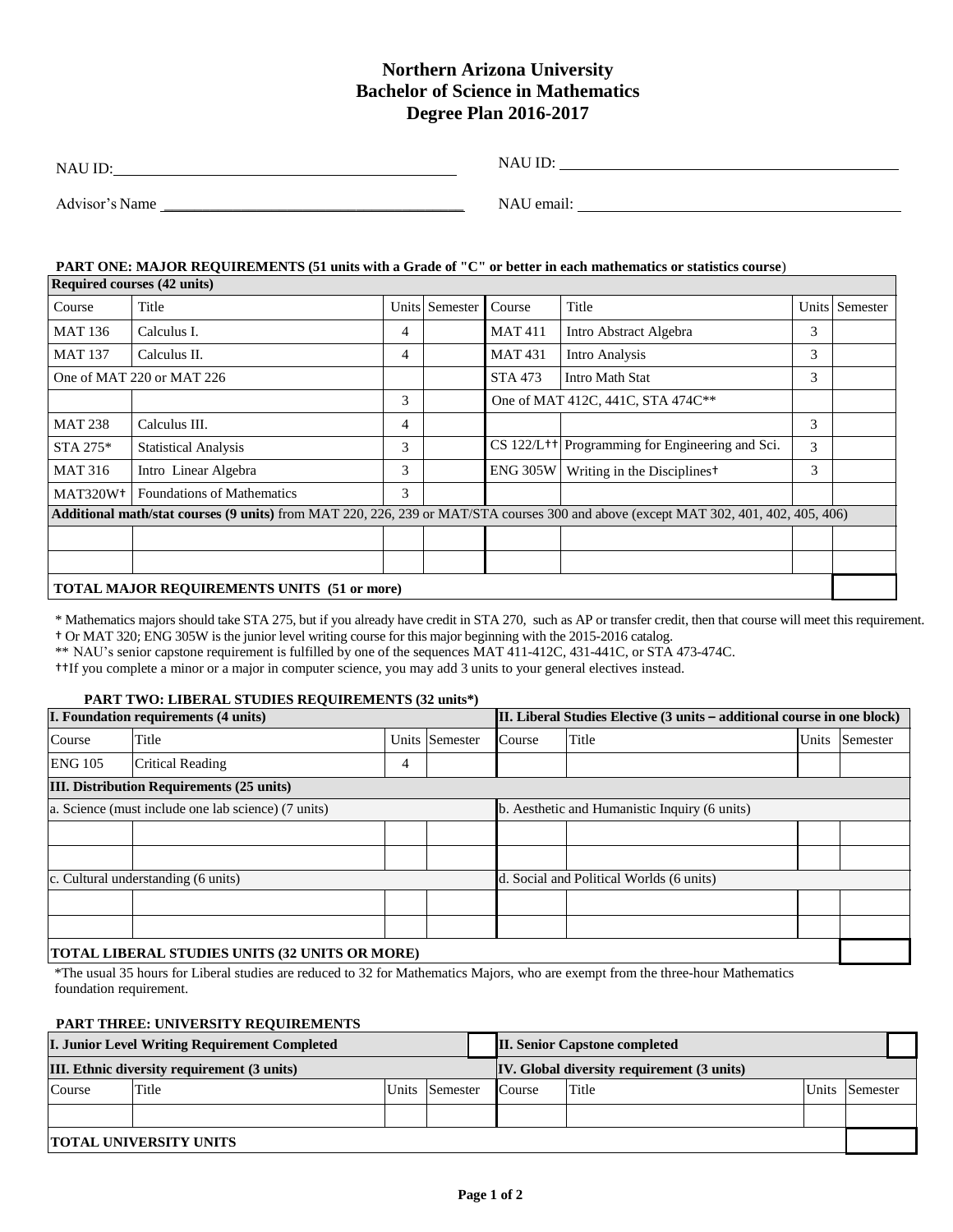# Northern Arizona University
## Bachelor of Science in Mathematics
## Degree Plan 2016-2017

NAU ID: ______________________ NAU ID: ______________________

Advisor's Name ______________________ NAU email: ______________________

**PART ONE: MAJOR REQUIREMENTS (51 units with a Grade of "C" or better in each mathematics or statistics course)**

| Required courses (42 units) | | | | | | | |
|---|---|---|---|---|---|---|---|
| Course | Title | Units | Semester | Course | Title | Units | Semester |
| MAT 136 | Calculus I. | 4 | | MAT 411 | Intro Abstract Algebra | 3 | |
| MAT 137 | Calculus II. | 4 | | MAT 431 | Intro Analysis | 3 | |
| One of MAT 220 or MAT 226 | | | | STA 473 | Intro Math Stat | 3 | |
| | | 3 | | One of MAT 412C, 441C, STA 474C** | | | |
| MAT 238 | Calculus III. | 4 | | | | 3 | |
| STA 275* | Statistical Analysis | 3 | | CS 122/L†† | Programming for Engineering and Sci. | 3 | |
| MAT 316 | Intro Linear Algebra | 3 | | ENG 305W | Writing in the Disciplines† | 3 | |
| MAT320W† | Foundations of Mathematics | 3 | | | | | |
| **Additional math/stat courses (9 units)** from MAT 220, 226, 239 or MAT/STA courses 300 and above (except MAT 302, 401, 402, 405, 406) | | | | | | | |
| | | | | | | | |
| | | | | | | | |
| **TOTAL MAJOR REQUIREMENTS UNITS (51 or more)** | | | | | | | |

\* Mathematics majors should take STA 275, but if you already have credit in STA 270, such as AP or transfer credit, then that course will meet this requirement.
† Or MAT 320; ENG 305W is the junior level writing course for this major beginning with the 2015-2016 catalog.
\** NAU's senior capstone requirement is fulfilled by one of the sequences MAT 411-412C, 431-441C, or STA 473-474C.
††If you complete a minor or a major in computer science, you may add 3 units to your general electives instead.

**PART TWO: LIBERAL STUDIES REQUIREMENTS (32 units*)**

| I. Foundation requirements (4 units) | | | | II. Liberal Studies Elective (3 units – additional course in one block) | | | |
|---|---|---|---|---|---|---|---|
| Course | Title | Units | Semester | Course | Title | Units | Semester |
| ENG 105 | Critical Reading | 4 | | | | | |
| **III. Distribution Requirements (25 units)** | | | | | | | |
| a. Science (must include one lab science) (7 units) | | | | b. Aesthetic and Humanistic Inquiry (6 units) | | | |
| | | | | | | | |
| | | | | | | | |
| c. Cultural understanding (6 units) | | | | d. Social and Political Worlds (6 units) | | | |
| | | | | | | | |
| | | | | | | | |
| **TOTAL LIBERAL STUDIES UNITS (32 UNITS OR MORE)** | | | | | | | |

*The usual 35 hours for Liberal studies are reduced to 32 for Mathematics Majors, who are exempt from the three-hour Mathematics foundation requirement.

**PART THREE: UNIVERSITY REQUIREMENTS**

| I. Junior Level Writing Requirement Completed | | | | II. Senior Capstone completed | | | |
|---|---|---|---|---|---|---|---|
| **III. Ethnic diversity requirement (3 units)** | | | | **IV. Global diversity requirement (3 units)** | | | |
| Course | Title | Units | Semester | Course | Title | Units | Semester |
| | | | | | | | |
| **TOTAL UNIVERSITY UNITS** | | | | | | | |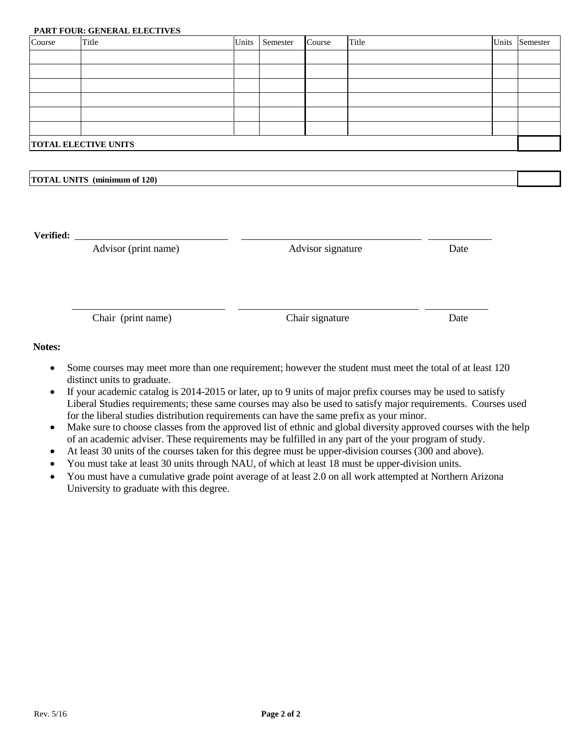**PART FOUR: GENERAL ELECTIVES**

| Course | Title | Units | Semester | Course | Title | Units | Semester |
|---|---|---|---|---|---|---|---|
| | | | | | | | |
| | | | | | | | |
| | | | | | | | |
| | | | | | | | |
| | | | | | | | |
| | | | | | | | |
| **TOTAL ELECTIVE UNITS** | | | | | | | |

| | |
|---|---|
| **TOTAL UNITS (minimum of 120)** | |

**Verified:** \_\_\_\_\_\_\_\_\_\_\_\_\_\_\_\_\_\_\_\_ \_\_\_\_\_\_\_\_\_\_\_\_\_\_\_\_\_\_\_\_ \_\_\_\_\_\_\_\_\_\_

Advisor (print name) Advisor signature Date

\_\_\_\_\_\_\_\_\_\_\_\_\_\_\_\_\_\_\_\_ \_\_\_\_\_\_\_\_\_\_\_\_\_\_\_\_\_\_\_\_ \_\_\_\_\_\_\_\_\_\_

Chair (print name) Chair signature Date

**Notes:**

- Some courses may meet more than one requirement; however the student must meet the total of at least 120 distinct units to graduate.
- If your academic catalog is 2014-2015 or later, up to 9 units of major prefix courses may be used to satisfy Liberal Studies requirements; these same courses may also be used to satisfy major requirements. Courses used for the liberal studies distribution requirements can have the same prefix as your minor.
- Make sure to choose classes from the approved list of ethnic and global diversity approved courses with the help of an academic adviser. These requirements may be fulfilled in any part of the your program of study.
- At least 30 units of the courses taken for this degree must be upper-division courses (300 and above).
- You must take at least 30 units through NAU, of which at least 18 must be upper-division units.
- You must have a cumulative grade point average of at least 2.0 on all work attempted at Northern Arizona University to graduate with this degree.

Rev. 5/16